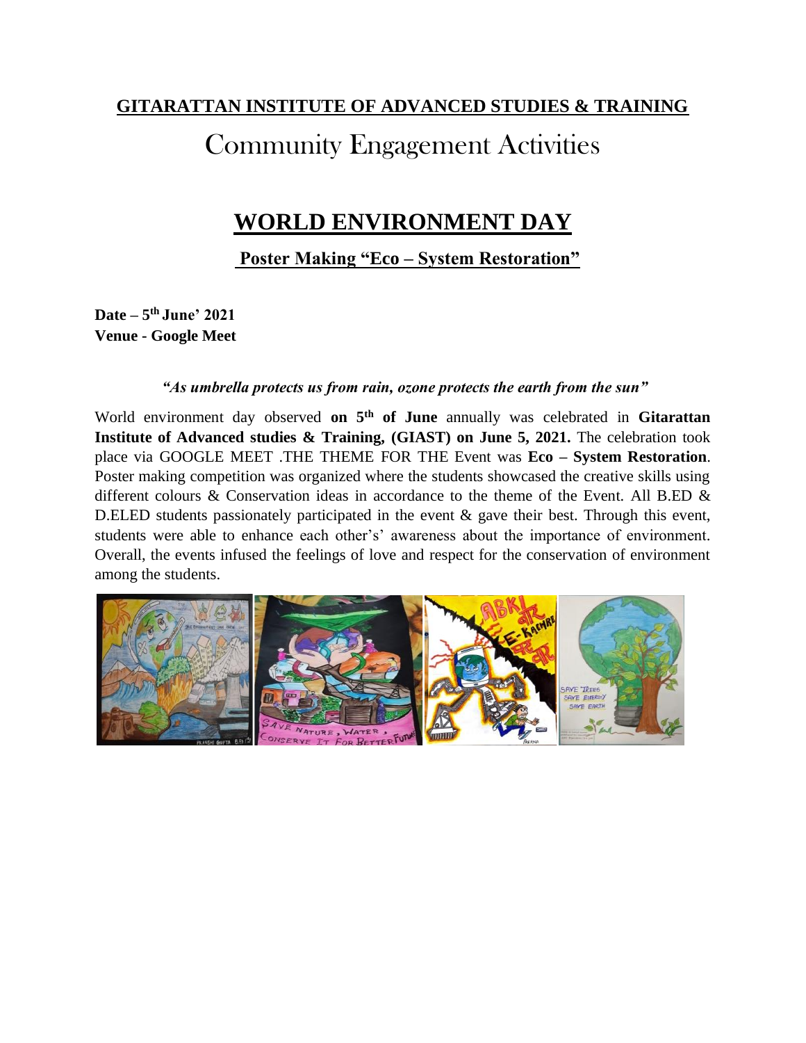**GITARATTAN INSTITUTE OF ADVANCED STUDIES & TRAINING**

# Community Engagement Activities

## WORLD ENVIRONMENT DAY

### Poster Making "Eco – System Restoration"

**Date – 5th June' 2021**
**Venue - Google Meet**

***"As umbrella protects us from rain, ozone protects the earth from the sun"***

World environment day observed **on 5th of June** annually was celebrated in **Gitarattan Institute of Advanced studies & Training, (GIAST) on June 5, 2021.** The celebration took place via GOOGLE MEET .THE THEME FOR THE Event was **Eco – System Restoration**. Poster making competition was organized where the students showcased the creative skills using different colours & Conservation ideas in accordance to the theme of the Event. All B.ED & D.ELED students passionately participated in the event & gave their best. Through this event, students were able to enhance each other's' awareness about the importance of environment. Overall, the events infused the feelings of love and respect for the conservation of environment among the students.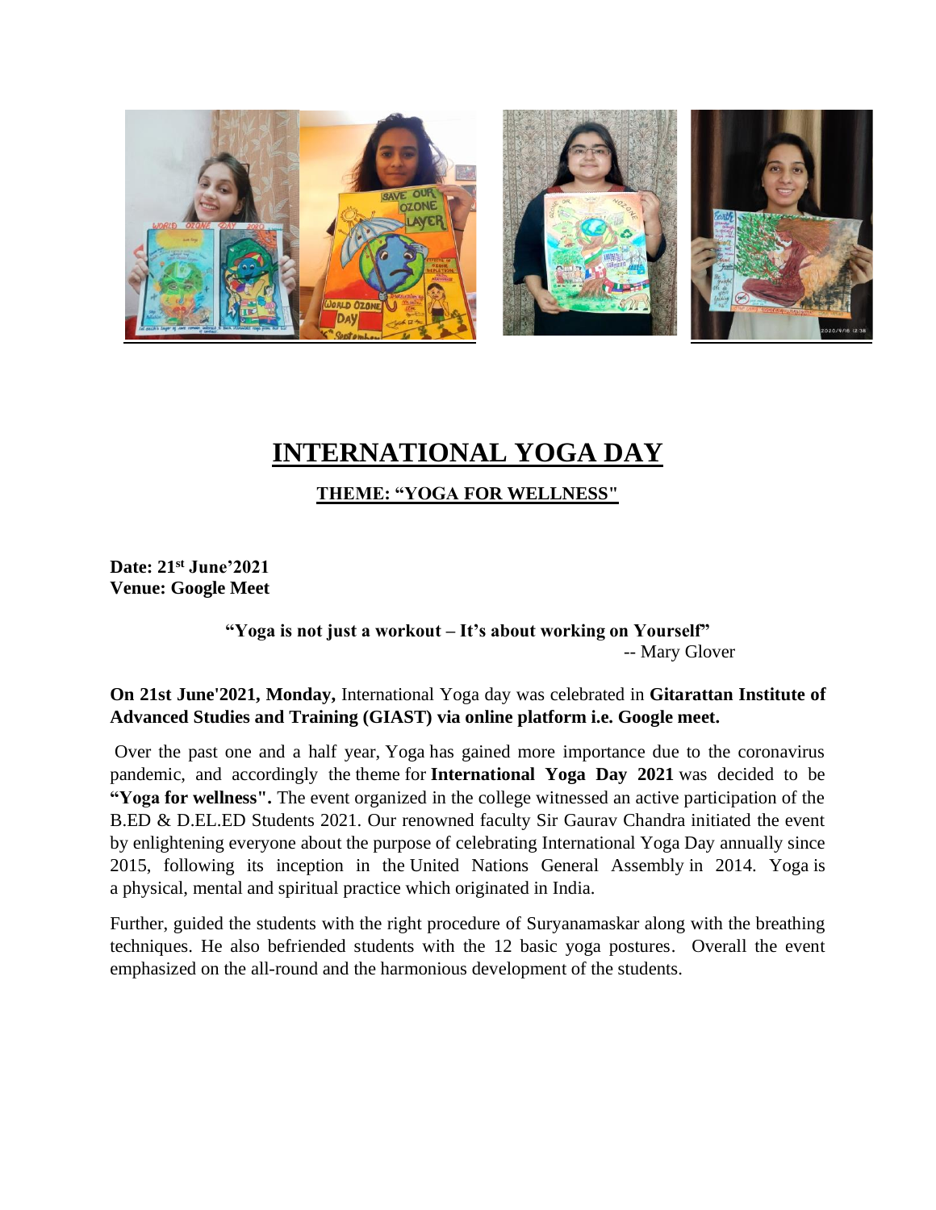# INTERNATIONAL YOGA DAY

## THEME: "YOGA FOR WELLNESS"

**Date: 21st June'2021**
**Venue: Google Meet**

**"Yoga is not just a workout – It's about working on Yourself"**
-- Mary Glover

**On 21st June'2021, Monday,** International Yoga day was celebrated in **Gitarattan Institute of Advanced Studies and Training (GIAST) via online platform i.e. Google meet.**

Over the past one and a half year, Yoga has gained more importance due to the coronavirus pandemic, and accordingly the theme for **International Yoga Day 2021** was decided to be **"Yoga for wellness".** The event organized in the college witnessed an active participation of the B.ED & D.EL.ED Students 2021. Our renowned faculty Sir Gaurav Chandra initiated the event by enlightening everyone about the purpose of celebrating International Yoga Day annually since 2015, following its inception in the United Nations General Assembly in 2014. Yoga is a physical, mental and spiritual practice which originated in India.

Further, guided the students with the right procedure of Suryanamaskar along with the breathing techniques. He also befriended students with the 12 basic yoga postures. Overall the event emphasized on the all-round and the harmonious development of the students.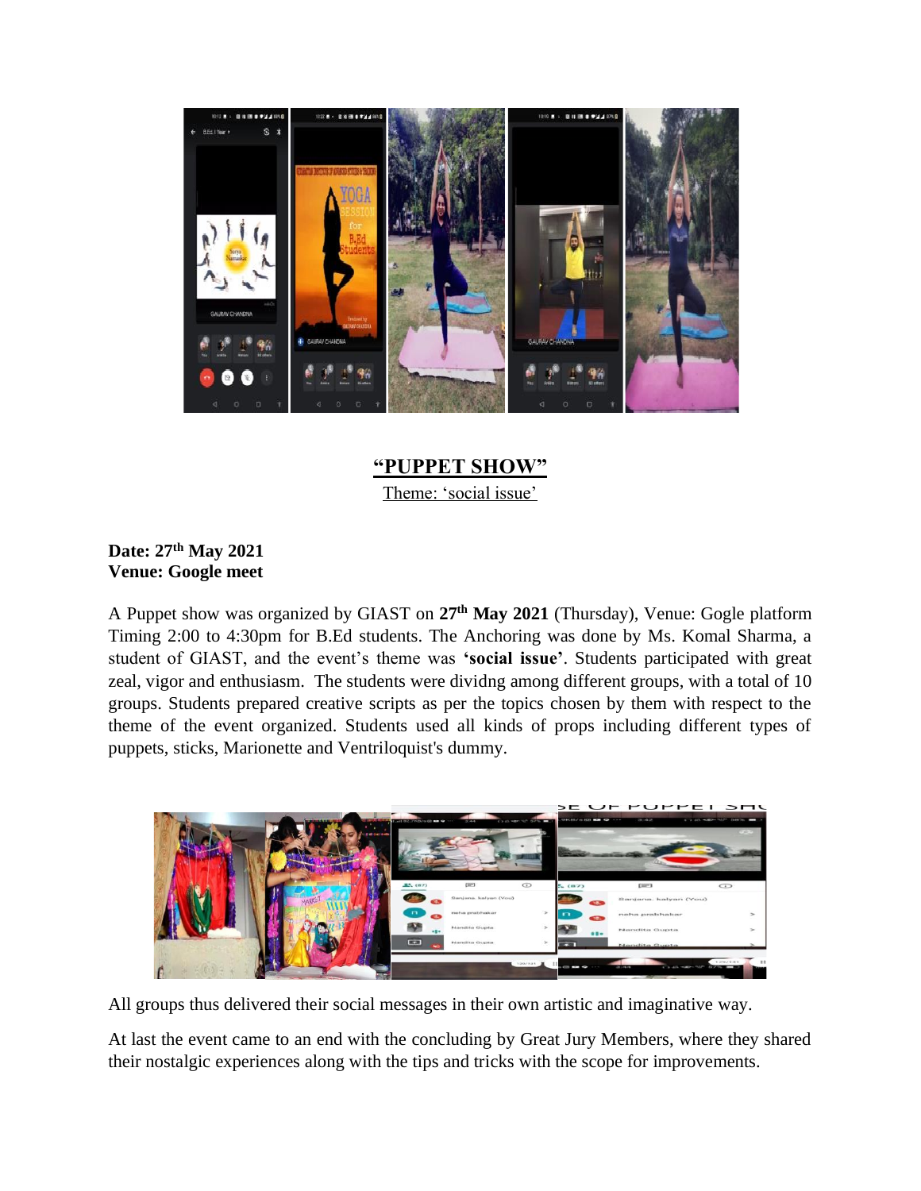## **"PUPPET SHOW"**

Theme: 'social issue'

**Date: 27th May 2021**
**Venue: Google meet**

A Puppet show was organized by GIAST on **27th May 2021** (Thursday), Venue: Gogle platform Timing 2:00 to 4:30pm for B.Ed students. The Anchoring was done by Ms. Komal Sharma, a student of GIAST, and the event's theme was **'social issue'**. Students participated with great zeal, vigor and enthusiasm. The students were dividng among different groups, with a total of 10 groups. Students prepared creative scripts as per the topics chosen by them with respect to the theme of the event organized. Students used all kinds of props including different types of puppets, sticks, Marionette and Ventriloquist's dummy.

All groups thus delivered their social messages in their own artistic and imaginative way.

At last the event came to an end with the concluding by Great Jury Members, where they shared their nostalgic experiences along with the tips and tricks with the scope for improvements.